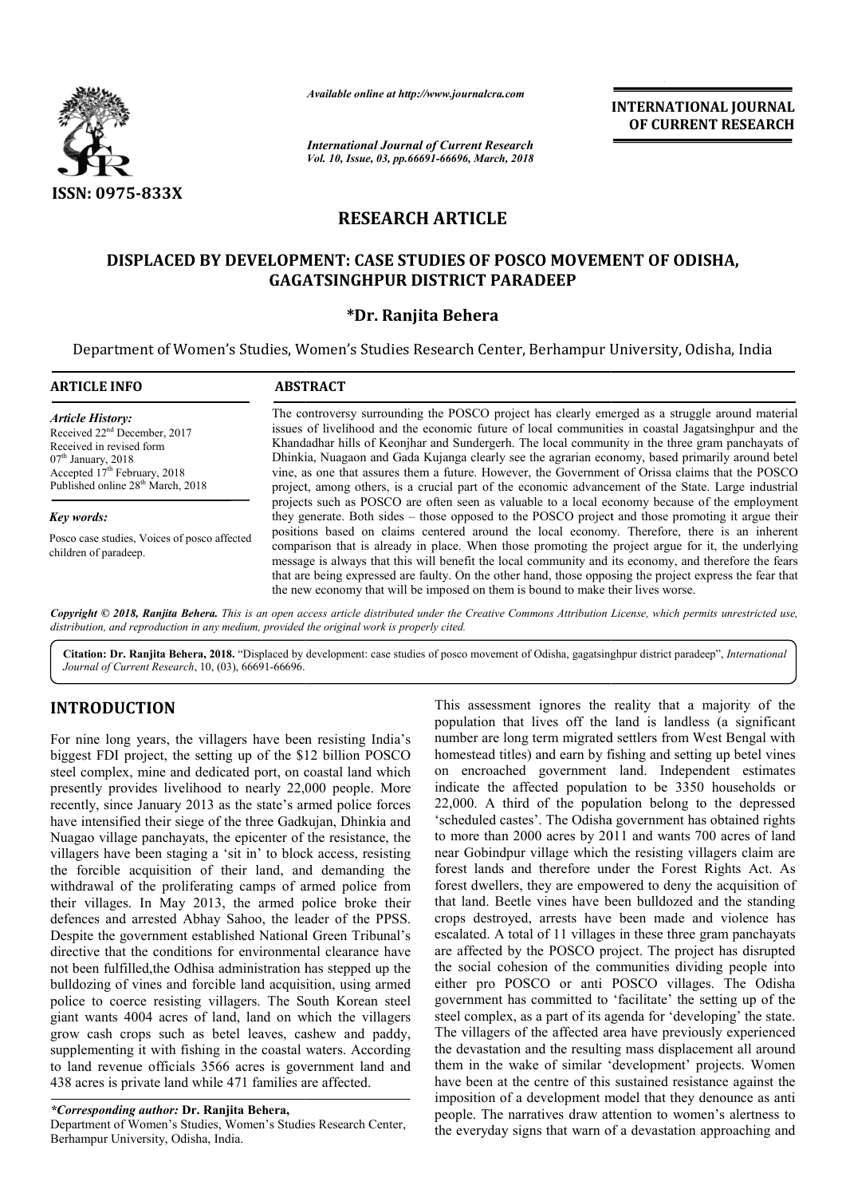# RESEARCH ARTICLE

## DISPLACED BY DEVELOPMENT: CASE STUDIES OF POSCO MOVEMENT OF ODISHA, GAGATSINGHPUR DISTRICT PARADEEP

**\*Dr. Ranjita Behera**

Department of Women's Studies, Women's Studies Research Center, Berhampur University, Odisha, India

**ARTICLE INFO**

*Article History:*
Received 22nd December, 2017
Received in revised form 07th January, 2018
Accepted 17th February, 2018
Published online 28th March, 2018

*Key words:*
Posco case studies, Voices of posco affected children of paradeep.

**ABSTRACT**

The controversy surrounding the POSCO project has clearly emerged as a struggle around material issues of livelihood and the economic future of local communities in coastal Jagatsinghpur and the Khandadhar hills of Keonjhar and Sundergerh. The local community in the three gram panchayats of Dhinkia, Nuagaon and Gada Kujanga clearly see the agrarian economy, based primarily around betel vine, as one that assures them a future. However, the Government of Orissa claims that the POSCO project, among others, is a crucial part of the economic advancement of the State. Large industrial projects such as POSCO are often seen as valuable to a local economy because of the employment they generate. Both sides – those opposed to the POSCO project and those promoting it argue their positions based on claims centered around the local economy. Therefore, there is an inherent comparison that is already in place. When those promoting the project argue for it, the underlying message is always that this will benefit the local community and its economy, and therefore the fears that are being expressed are faulty. On the other hand, those opposing the project express the fear that the new economy that will be imposed on them is bound to make their lives worse.

*Copyright © 2018, Ranjita Behera. This is an open access article distributed under the Creative Commons Attribution License, which permits unrestricted use, distribution, and reproduction in any medium, provided the original work is properly cited.*

**Citation: Dr. Ranjita Behera, 2018.** "Displaced by development: case studies of posco movement of Odisha, gagatsinghpur district paradeep", *International Journal of Current Research*, 10, (03), 66691-66696.

## INTRODUCTION

For nine long years, the villagers have been resisting India's biggest FDI project, the setting up of the $12 billion POSCO steel complex, mine and dedicated port, on coastal land which presently provides livelihood to nearly 22,000 people. More recently, since January 2013 as the state's armed police forces have intensified their siege of the three Gadkujan, Dhinkia and Nuagao village panchayats, the epicenter of the resistance, the villagers have been staging a 'sit in' to block access, resisting the forcible acquisition of their land, and demanding the withdrawal of the proliferating camps of armed police from their villages. In May 2013, the armed police broke their defences and arrested Abhay Sahoo, the leader of the PPSS. Despite the government established National Green Tribunal's directive that the conditions for environmental clearance have not been fulfilled,the Odhisa administration has stepped up the bulldozing of vines and forcible land acquisition, using armed police to coerce resisting villagers. The South Korean steel giant wants 4004 acres of land, land on which the villagers grow cash crops such as betel leaves, cashew and paddy, supplementing it with fishing in the coastal waters. According to land revenue officials 3566 acres is government land and 438 acres is private land while 471 families are affected.

This assessment ignores the reality that a majority of the population that lives off the land is landless (a significant number are long term migrated settlers from West Bengal with homestead titles) and earn by fishing and setting up betel vines on encroached government land. Independent estimates indicate the affected population to be 3350 households or 22,000. A third of the population belong to the depressed 'scheduled castes'. The Odisha government has obtained rights to more than 2000 acres by 2011 and wants 700 acres of land near Gobindpur village which the resisting villagers claim are forest lands and therefore under the Forest Rights Act. As forest dwellers, they are empowered to deny the acquisition of that land. Beetle vines have been bulldozed and the standing crops destroyed, arrests have been made and violence has escalated. A total of 11 villages in these three gram panchayats are affected by the POSCO project. The project has disrupted the social cohesion of the communities dividing people into either pro POSCO or anti POSCO villages. The Odisha government has committed to 'facilitate' the setting up of the steel complex, as a part of its agenda for 'developing' the state. The villagers of the affected area have previously experienced the devastation and the resulting mass displacement all around them in the wake of similar 'development' projects. Women have been at the centre of this sustained resistance against the imposition of a development model that they denounce as anti people. The narratives draw attention to women's alertness to the everyday signs that warn of a devastation approaching and

*\*Corresponding author:* **Dr. Ranjita Behera,**
Department of Women's Studies, Women's Studies Research Center, Berhampur University, Odisha, India.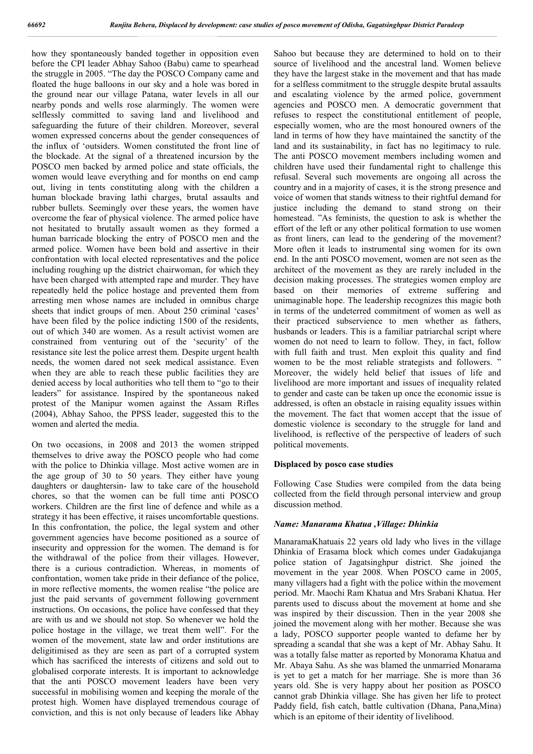how they spontaneously banded together in opposition even before the CPI leader Abhay Sahoo (Babu) came to spearhead the struggle in 2005. "The day the POSCO Company came and floated the huge balloons in our sky and a hole was bored in the ground near our village Patana, water levels in all our nearby ponds and wells rose alarmingly. The women were selflessly committed to saving land and livelihood and safeguarding the future of their children. Moreover, several women expressed concerns about the gender consequences of the influx of 'outsiders. Women constituted the front line of the blockade. At the signal of a threatened incursion by the POSCO men backed by armed police and state officials, the women would leave everything and for months on end camp out, living in tents constituting along with the children a human blockade braving lathi charges, brutal assaults and rubber bullets. Seemingly over these years, the women have overcome the fear of physical violence. The armed police have not hesitated to brutally assault women as they formed a human barricade blocking the entry of POSCO men and the armed police. Women have been bold and assertive in their confrontation with local elected representatives and the police including roughing up the district chairwoman, for which they have been charged with attempted rape and murder. They have repeatedly held the police hostage and prevented them from arresting men whose names are included in omnibus charge sheets that indict groups of men. About 250 criminal 'cases' have been filed by the police indicting 1500 of the residents, out of which 340 are women. As a result activist women are constrained from venturing out of the 'security' of the resistance site lest the police arrest them. Despite urgent health needs, the women dared not seek medical assistance. Even when they are able to reach these public facilities they are denied access by local authorities who tell them to "go to their leaders" for assistance. Inspired by the spontaneous naked protest of the Manipur women against the Assam Rifles (2004), Abhay Sahoo, the PPSS leader, suggested this to the women and alerted the media.

On two occasions, in 2008 and 2013 the women stripped themselves to drive away the POSCO people who had come with the police to Dhinkia village. Most active women are in the age group of 30 to 50 years. They either have young daughters or daughtersin- law to take care of the household chores, so that the women can be full time anti POSCO workers. Children are the first line of defence and while as a strategy it has been effective, it raises uncomfortable questions. In this confrontation, the police, the legal system and other government agencies have become positioned as a source of insecurity and oppression for the women. The demand is for the withdrawal of the police from their villages. However, there is a curious contradiction. Whereas, in moments of confrontation, women take pride in their defiance of the police, in more reflective moments, the women realise "the police are just the paid servants of government following government instructions. On occasions, the police have confessed that they are with us and we should not stop. So whenever we hold the police hostage in the village, we treat them well". For the women of the movement, state law and order institutions are deligitimised as they are seen as part of a corrupted system which has sacrificed the interests of citizens and sold out to globalised corporate interests. It is important to acknowledge that the anti POSCO movement leaders have been very successful in mobilising women and keeping the morale of the protest high. Women have displayed tremendous courage of conviction, and this is not only because of leaders like Abhay Sahoo but because they are determined to hold on to their source of livelihood and the ancestral land. Women believe they have the largest stake in the movement and that has made for a selfless commitment to the struggle despite brutal assaults and escalating violence by the armed police, government agencies and POSCO men. A democratic government that refuses to respect the constitutional entitlement of people, especially women, who are the most honoured owners of the land in terms of how they have maintained the sanctity of the land and its sustainability, in fact has no legitimacy to rule. The anti POSCO movement members including women and children have used their fundamental right to challenge this refusal. Several such movements are ongoing all across the country and in a majority of cases, it is the strong presence and voice of women that stands witness to their rightful demand for justice including the demand to stand strong on their homestead. "As feminists, the question to ask is whether the effort of the left or any other political formation to use women as front liners, can lead to the gendering of the movement? More often it leads to instrumental sing women for its own end. In the anti POSCO movement, women are not seen as the architect of the movement as they are rarely included in the decision making processes. The strategies women employ are based on their memories of extreme suffering and unimaginable hope. The leadership recognizes this magic both in terms of the undeterred commitment of women as well as their practiced subservience to men whether as fathers, husbands or leaders. This is a familiar patriarchal script where women do not need to learn to follow. They, in fact, follow with full faith and trust. Men exploit this quality and find women to be the most reliable strategists and followers. " Moreover, the widely held belief that issues of life and livelihood are more important and issues of inequality related to gender and caste can be taken up once the economic issue is addressed, is often an obstacle in raising equality issues within the movement. The fact that women accept that the issue of domestic violence is secondary to the struggle for land and livelihood, is reflective of the perspective of leaders of such political movements.

### Displaced by posco case studies

Following Case Studies were compiled from the data being collected from the field through personal interview and group discussion method.

#### *Name: Manarama Khatua ,Village: Dhinkia*

ManaramaKhatuais 22 years old lady who lives in the village Dhinkia of Erasama block which comes under Gadakujanga police station of Jagatsinghpur district. She joined the movement in the year 2008. When POSCO came in 2005, many villagers had a fight with the police within the movement period. Mr. Maochi Ram Khatua and Mrs Srabani Khatua. Her parents used to discuss about the movement at home and she was inspired by their discussion. Then in the year 2008 she joined the movement along with her mother. Because she was a lady, POSCO supporter people wanted to defame her by spreading a scandal that she was a kept of Mr. Abhay Sahu. It was a totally false matter as reported by Monorama Khatua and Mr. Abaya Sahu. As she was blamed the unmarried Monarama is yet to get a match for her marriage. She is more than 36 years old. She is very happy about her position as POSCO cannot grab Dhinkia village. She has given her life to protect Paddy field, fish catch, battle cultivation (Dhana, Pana,Mina) which is an epitome of their identity of livelihood.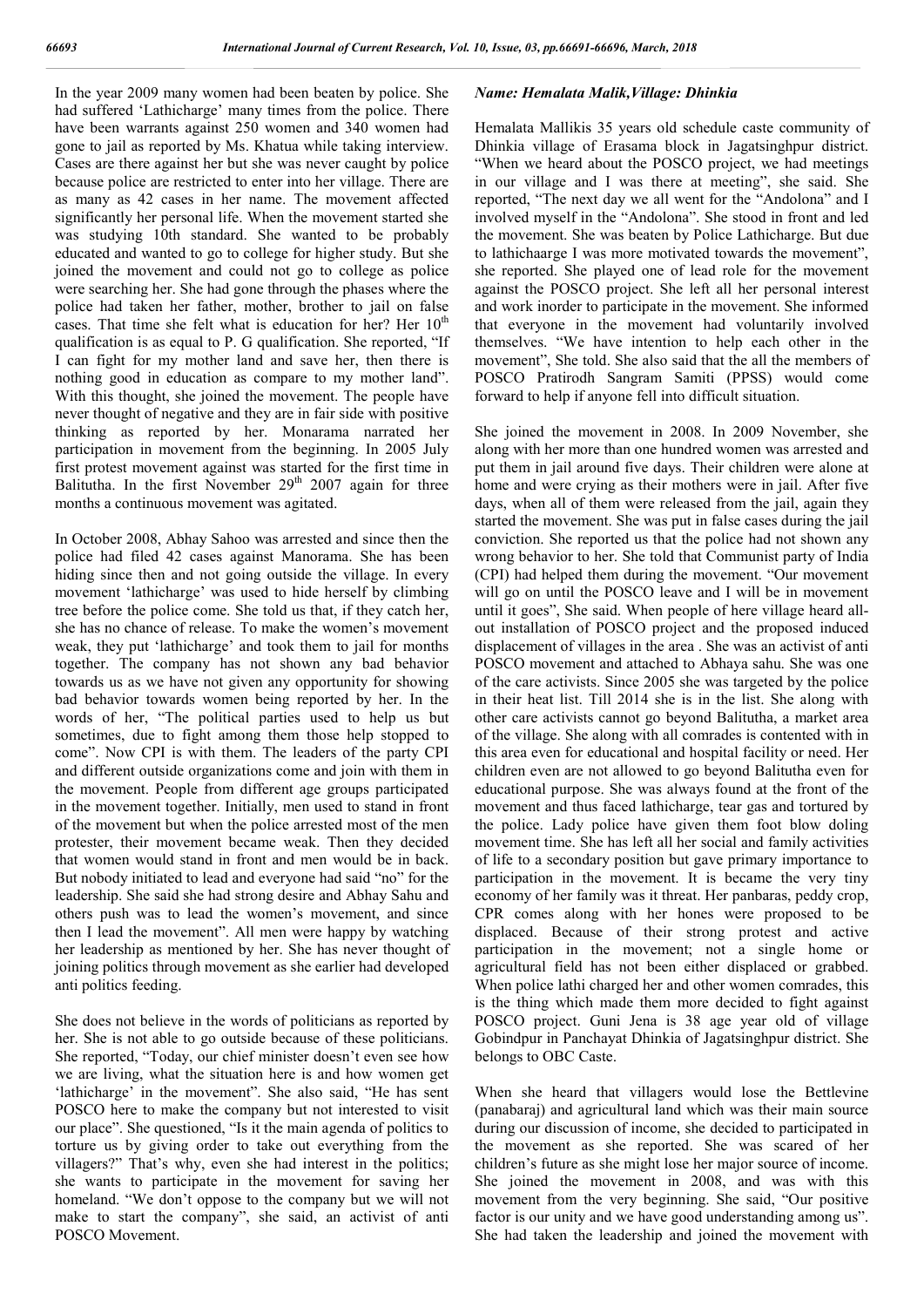In the year 2009 many women had been beaten by police. She had suffered 'Lathicharge' many times from the police. There have been warrants against 250 women and 340 women had gone to jail as reported by Ms. Khatua while taking interview. Cases are there against her but she was never caught by police because police are restricted to enter into her village. There are as many as 42 cases in her name. The movement affected significantly her personal life. When the movement started she was studying 10th standard. She wanted to be probably educated and wanted to go to college for higher study. But she joined the movement and could not go to college as police were searching her. She had gone through the phases where the police had taken her father, mother, brother to jail on false cases. That time she felt what is education for her? Her 10th qualification is as equal to P. G qualification. She reported, "If I can fight for my mother land and save her, then there is nothing good in education as compare to my mother land". With this thought, she joined the movement. The people have never thought of negative and they are in fair side with positive thinking as reported by her. Monarama narrated her participation in movement from the beginning. In 2005 July first protest movement against was started for the first time in Balitutha. In the first November 29th 2007 again for three months a continuous movement was agitated.

In October 2008, Abhay Sahoo was arrested and since then the police had filed 42 cases against Manorama. She has been hiding since then and not going outside the village. In every movement 'lathicharge' was used to hide herself by climbing tree before the police come. She told us that, if they catch her, she has no chance of release. To make the women's movement weak, they put 'lathicharge' and took them to jail for months together. The company has not shown any bad behavior towards us as we have not given any opportunity for showing bad behavior towards women being reported by her. In the words of her, "The political parties used to help us but sometimes, due to fight among them those help stopped to come". Now CPI is with them. The leaders of the party CPI and different outside organizations come and join with them in the movement. People from different age groups participated in the movement together. Initially, men used to stand in front of the movement but when the police arrested most of the men protester, their movement became weak. Then they decided that women would stand in front and men would be in back. But nobody initiated to lead and everyone had said "no" for the leadership. She said she had strong desire and Abhay Sahu and others push was to lead the women's movement, and since then I lead the movement". All men were happy by watching her leadership as mentioned by her. She has never thought of joining politics through movement as she earlier had developed anti politics feeding.

She does not believe in the words of politicians as reported by her. She is not able to go outside because of these politicians. She reported, "Today, our chief minister doesn't even see how we are living, what the situation here is and how women get 'lathicharge' in the movement". She also said, "He has sent POSCO here to make the company but not interested to visit our place". She questioned, "Is it the main agenda of politics to torture us by giving order to take out everything from the villagers?" That's why, even she had interest in the politics; she wants to participate in the movement for saving her homeland. "We don't oppose to the company but we will not make to start the company", she said, an activist of anti POSCO Movement.

*Name: Hemalata Malik, Village: Dhinkia*

Hemalata Mallikis 35 years old schedule caste community of Dhinkia village of Erasama block in Jagatsinghpur district. "When we heard about the POSCO project, we had meetings in our village and I was there at meeting", she said. She reported, "The next day we all went for the "Andolona" and I involved myself in the "Andolona". She stood in front and led the movement. She was beaten by Police Lathicharge. But due to lathichaarge I was more motivated towards the movement", she reported. She played one of lead role for the movement against the POSCO project. She left all her personal interest and work inorder to participate in the movement. She informed that everyone in the movement had voluntarily involved themselves. "We have intention to help each other in the movement", She told. She also said that the all the members of POSCO Pratirodh Sangram Samiti (PPSS) would come forward to help if anyone fell into difficult situation.

She joined the movement in 2008. In 2009 November, she along with her more than one hundred women was arrested and put them in jail around five days. Their children were alone at home and were crying as their mothers were in jail. After five days, when all of them were released from the jail, again they started the movement. She was put in false cases during the jail conviction. She reported us that the police had not shown any wrong behavior to her. She told that Communist party of India (CPI) had helped them during the movement. "Our movement will go on until the POSCO leave and I will be in movement until it goes", She said. When people of here village heard all-out installation of POSCO project and the proposed induced displacement of villages in the area . She was an activist of anti POSCO movement and attached to Abhaya sahu. She was one of the care activists. Since 2005 she was targeted by the police in their heat list. Till 2014 she is in the list. She along with other care activists cannot go beyond Balitutha, a market area of the village. She along with all comrades is contented with in this area even for educational and hospital facility or need. Her children even are not allowed to go beyond Balitutha even for educational purpose. She was always found at the front of the movement and thus faced lathicharge, tear gas and tortured by the police. Lady police have given them foot blow doling movement time. She has left all her social and family activities of life to a secondary position but gave primary importance to participation in the movement. It is became the very tiny economy of her family was it threat. Her panbaras, peddy crop, CPR comes along with her hones were proposed to be displaced. Because of their strong protest and active participation in the movement; not a single home or agricultural field has not been either displaced or grabbed. When police lathi charged her and other women comrades, this is the thing which made them more decided to fight against POSCO project. Guni Jena is 38 age year old of village Gobindpur in Panchayat Dhinkia of Jagatsinghpur district. She belongs to OBC Caste.

When she heard that villagers would lose the Bettlevine (panabaraj) and agricultural land which was their main source during our discussion of income, she decided to participated in the movement as she reported. She was scared of her children's future as she might lose her major source of income. She joined the movement in 2008, and was with this movement from the very beginning. She said, "Our positive factor is our unity and we have good understanding among us". She had taken the leadership and joined the movement with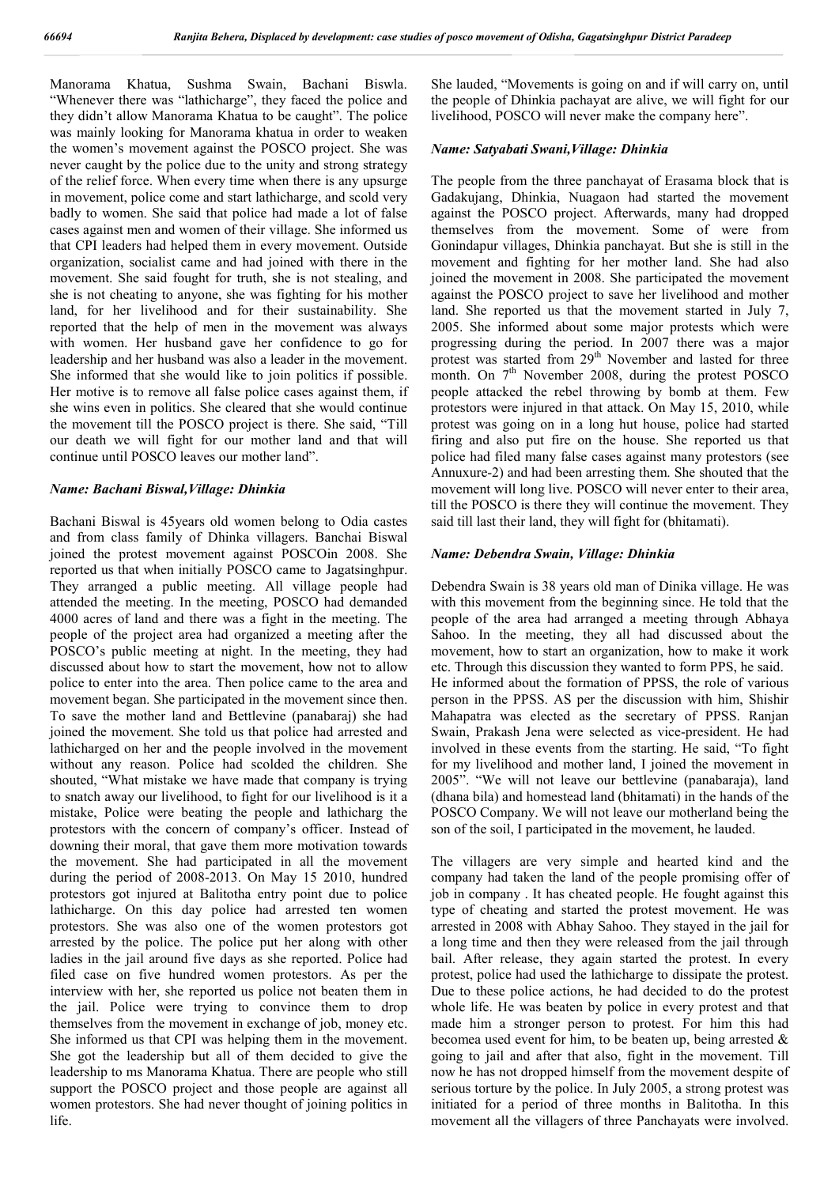Manorama Khatua, Sushma Swain, Bachani Biswla. "Whenever there was "lathicharge", they faced the police and they didn't allow Manorama Khatua to be caught". The police was mainly looking for Manorama khatua in order to weaken the women's movement against the POSCO project. She was never caught by the police due to the unity and strong strategy of the relief force. When every time when there is any upsurge in movement, police come and start lathicharge, and scold very badly to women. She said that police had made a lot of false cases against men and women of their village. She informed us that CPI leaders had helped them in every movement. Outside organization, socialist came and had joined with there in the movement. She said fought for truth, she is not stealing, and she is not cheating to anyone, she was fighting for his mother land, for her livelihood and for their sustainability. She reported that the help of men in the movement was always with women. Her husband gave her confidence to go for leadership and her husband was also a leader in the movement. She informed that she would like to join politics if possible. Her motive is to remove all false police cases against them, if she wins even in politics. She cleared that she would continue the movement till the POSCO project is there. She said, "Till our death we will fight for our mother land and that will continue until POSCO leaves our mother land".

### *Name: Bachani Biswal, Village: Dhinkia*

Bachani Biswal is 45years old women belong to Odia castes and from class family of Dhinka villagers. Banchai Biswal joined the protest movement against POSCOin 2008. She reported us that when initially POSCO came to Jagatsinghpur. They arranged a public meeting. All village people had attended the meeting. In the meeting, POSCO had demanded 4000 acres of land and there was a fight in the meeting. The people of the project area had organized a meeting after the POSCO's public meeting at night. In the meeting, they had discussed about how to start the movement, how not to allow police to enter into the area. Then police came to the area and movement began. She participated in the movement since then. To save the mother land and Bettlevine (panabaraj) she had joined the movement. She told us that police had arrested and lathicharged on her and the people involved in the movement without any reason. Police had scolded the children. She shouted, "What mistake we have made that company is trying to snatch away our livelihood, to fight for our livelihood is it a mistake, Police were beating the people and lathicharg the protestors with the concern of company's officer. Instead of downing their moral, that gave them more motivation towards the movement. She had participated in all the movement during the period of 2008-2013. On May 15 2010, hundred protestors got injured at Balitotha entry point due to police lathicharge. On this day police had arrested ten women protestors. She was also one of the women protestors got arrested by the police. The police put her along with other ladies in the jail around five days as she reported. Police had filed case on five hundred women protestors. As per the interview with her, she reported us police not beaten them in the jail. Police were trying to convince them to drop themselves from the movement in exchange of job, money etc. She informed us that CPI was helping them in the movement. She got the leadership but all of them decided to give the leadership to ms Manorama Khatua. There are people who still support the POSCO project and those people are against all women protestors. She had never thought of joining politics in life.

She lauded, "Movements is going on and if will carry on, until the people of Dhinkia pachayat are alive, we will fight for our livelihood, POSCO will never make the company here".

### *Name: Satyabati Swani, Village: Dhinkia*

The people from the three panchayat of Erasama block that is Gadakujang, Dhinkia, Nuagaon had started the movement against the POSCO project. Afterwards, many had dropped themselves from the movement. Some of were from Gonindapur villages, Dhinkia panchayat. But she is still in the movement and fighting for her mother land. She had also joined the movement in 2008. She participated the movement against the POSCO project to save her livelihood and mother land. She reported us that the movement started in July 7, 2005. She informed about some major protests which were progressing during the period. In 2007 there was a major protest was started from 29th November and lasted for three month. On 7th November 2008, during the protest POSCO people attacked the rebel throwing by bomb at them. Few protestors were injured in that attack. On May 15, 2010, while protest was going on in a long hut house, police had started firing and also put fire on the house. She reported us that police had filed many false cases against many protestors (see Annuxure-2) and had been arresting them. She shouted that the movement will long live. POSCO will never enter to their area, till the POSCO is there they will continue the movement. They said till last their land, they will fight for (bhitamati).

### *Name: Debendra Swain, Village: Dhinkia*

Debendra Swain is 38 years old man of Dinika village. He was with this movement from the beginning since. He told that the people of the area had arranged a meeting through Abhaya Sahoo. In the meeting, they all had discussed about the movement, how to start an organization, how to make it work etc. Through this discussion they wanted to form PPS, he said. He informed about the formation of PPSS, the role of various person in the PPSS. AS per the discussion with him, Shishir Mahapatra was elected as the secretary of PPSS. Ranjan Swain, Prakash Jena were selected as vice-president. He had involved in these events from the starting. He said, "To fight for my livelihood and mother land, I joined the movement in 2005". "We will not leave our bettlevine (panabaraja), land (dhana bila) and homestead land (bhitamati) in the hands of the POSCO Company. We will not leave our motherland being the son of the soil, I participated in the movement, he lauded.

The villagers are very simple and hearted kind and the company had taken the land of the people promising offer of job in company . It has cheated people. He fought against this type of cheating and started the protest movement. He was arrested in 2008 with Abhay Sahoo. They stayed in the jail for a long time and then they were released from the jail through bail. After release, they again started the protest. In every protest, police had used the lathicharge to dissipate the protest. Due to these police actions, he had decided to do the protest whole life. He was beaten by police in every protest and that made him a stronger person to protest. For him this had becomea used event for him, to be beaten up, being arrested & going to jail and after that also, fight in the movement. Till now he has not dropped himself from the movement despite of serious torture by the police. In July 2005, a strong protest was initiated for a period of three months in Balitotha. In this movement all the villagers of three Panchayats were involved.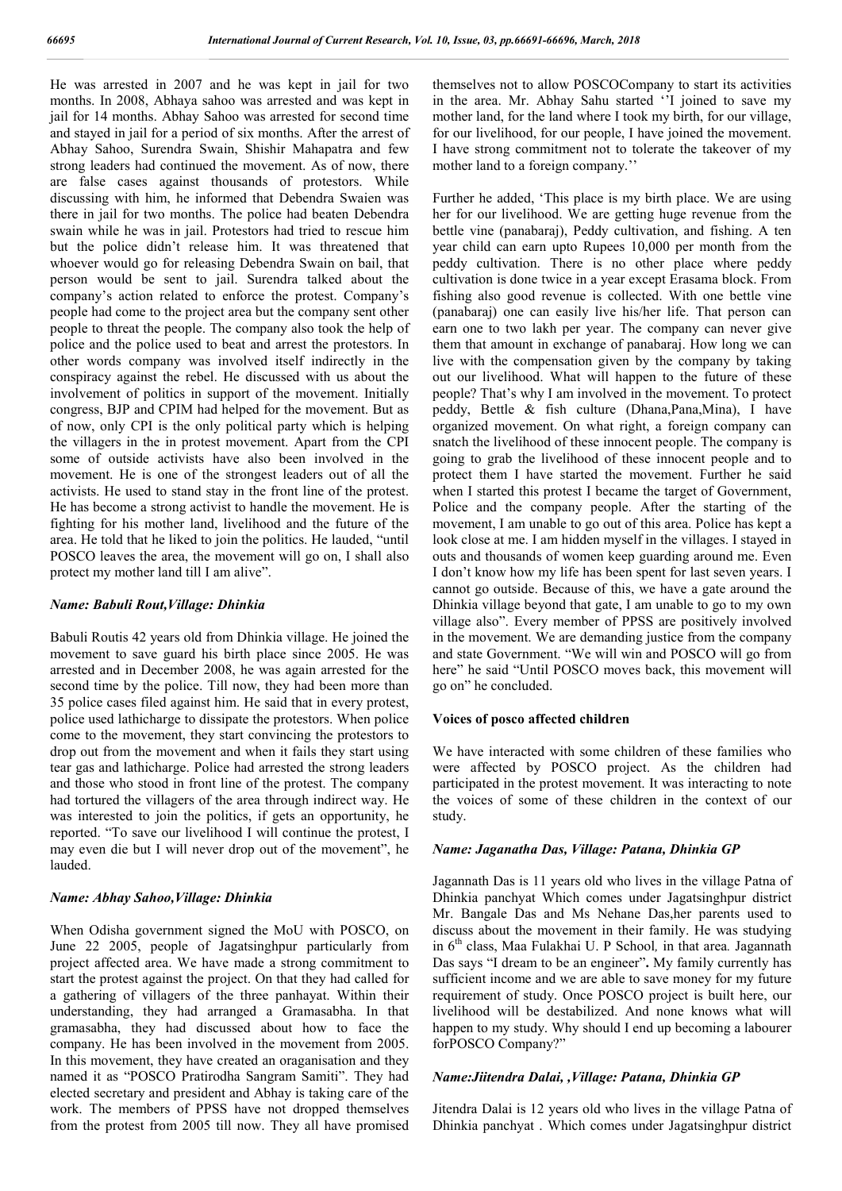He was arrested in 2007 and he was kept in jail for two months. In 2008, Abhaya sahoo was arrested and was kept in jail for 14 months. Abhay Sahoo was arrested for second time and stayed in jail for a period of six months. After the arrest of Abhay Sahoo, Surendra Swain, Shishir Mahapatra and few strong leaders had continued the movement. As of now, there are false cases against thousands of protestors. While discussing with him, he informed that Debendra Swaien was there in jail for two months. The police had beaten Debendra swain while he was in jail. Protestors had tried to rescue him but the police didn't release him. It was threatened that whoever would go for releasing Debendra Swain on bail, that person would be sent to jail. Surendra talked about the company's action related to enforce the protest. Company's people had come to the project area but the company sent other people to threat the people. The company also took the help of police and the police used to beat and arrest the protestors. In other words company was involved itself indirectly in the conspiracy against the rebel. He discussed with us about the involvement of politics in support of the movement. Initially congress, BJP and CPIM had helped for the movement. But as of now, only CPI is the only political party which is helping the villagers in the in protest movement. Apart from the CPI some of outside activists have also been involved in the movement. He is one of the strongest leaders out of all the activists. He used to stand stay in the front line of the protest. He has become a strong activist to handle the movement. He is fighting for his mother land, livelihood and the future of the area. He told that he liked to join the politics. He lauded, "until POSCO leaves the area, the movement will go on, I shall also protect my mother land till I am alive".

### *Name: Babuli Rout,Village: Dhinkia*

Babuli Routis 42 years old from Dhinkia village. He joined the movement to save guard his birth place since 2005. He was arrested and in December 2008, he was again arrested for the second time by the police. Till now, they had been more than 35 police cases filed against him. He said that in every protest, police used lathicharge to dissipate the protestors. When police come to the movement, they start convincing the protestors to drop out from the movement and when it fails they start using tear gas and lathicharge. Police had arrested the strong leaders and those who stood in front line of the protest. The company had tortured the villagers of the area through indirect way. He was interested to join the politics, if gets an opportunity, he reported. "To save our livelihood I will continue the protest, I may even die but I will never drop out of the movement", he lauded.

### *Name: Abhay Sahoo,Village: Dhinkia*

When Odisha government signed the MoU with POSCO, on June 22 2005, people of Jagatsinghpur particularly from project affected area. We have made a strong commitment to start the protest against the project. On that they had called for a gathering of villagers of the three panhayat. Within their understanding, they had arranged a Gramasabha. In that gramasabha, they had discussed about how to face the company. He has been involved in the movement from 2005. In this movement, they have created an oraganisation and they named it as "POSCO Pratirodha Sangram Samiti". They had elected secretary and president and Abhay is taking care of the work. The members of PPSS have not dropped themselves from the protest from 2005 till now. They all have promised themselves not to allow POSCOCompany to start its activities in the area. Mr. Abhay Sahu started ''I joined to save my mother land, for the land where I took my birth, for our village, for our livelihood, for our people, I have joined the movement. I have strong commitment not to tolerate the takeover of my mother land to a foreign company.''

Further he added, 'This place is my birth place. We are using her for our livelihood. We are getting huge revenue from the bettle vine (panabaraj), Peddy cultivation, and fishing. A ten year child can earn upto Rupees 10,000 per month from the peddy cultivation. There is no other place where peddy cultivation is done twice in a year except Erasama block. From fishing also good revenue is collected. With one bettle vine (panabaraj) one can easily live his/her life. That person can earn one to two lakh per year. The company can never give them that amount in exchange of panabaraj. How long we can live with the compensation given by the company by taking out our livelihood. What will happen to the future of these people? That's why I am involved in the movement. To protect peddy, Bettle & fish culture (Dhana,Pana,Mina), I have organized movement. On what right, a foreign company can snatch the livelihood of these innocent people. The company is going to grab the livelihood of these innocent people and to protect them I have started the movement. Further he said when I started this protest I became the target of Government, Police and the company people. After the starting of the movement, I am unable to go out of this area. Police has kept a look close at me. I am hidden myself in the villages. I stayed in outs and thousands of women keep guarding around me. Even I don't know how my life has been spent for last seven years. I cannot go outside. Because of this, we have a gate around the Dhinkia village beyond that gate, I am unable to go to my own village also". Every member of PPSS are positively involved in the movement. We are demanding justice from the company and state Government. "We will win and POSCO will go from here" he said "Until POSCO moves back, this movement will go on" he concluded.

### **Voices of posco affected children**

We have interacted with some children of these families who were affected by POSCO project. As the children had participated in the protest movement. It was interacting to note the voices of some of these children in the context of our study.

### *Name: Jaganatha Das, Village: Patana, Dhinkia GP*

Jagannath Das is 11 years old who lives in the village Patna of Dhinkia panchyat Which comes under Jagatsinghpur district Mr. Bangale Das and Ms Nehane Das,her parents used to discuss about the movement in their family. He was studying in 6th class, Maa Fulakhai U. P School*,* in that area*.* Jagannath Das says "I dream to be an engineer"**.** My family currently has sufficient income and we are able to save money for my future requirement of study. Once POSCO project is built here, our livelihood will be destabilized. And none knows what will happen to my study. Why should I end up becoming a labourer forPOSCO Company?"

### *Name:Jiitendra Dalai, ,Village: Patana, Dhinkia GP*

Jitendra Dalai is 12 years old who lives in the village Patna of Dhinkia panchyat . Which comes under Jagatsinghpur district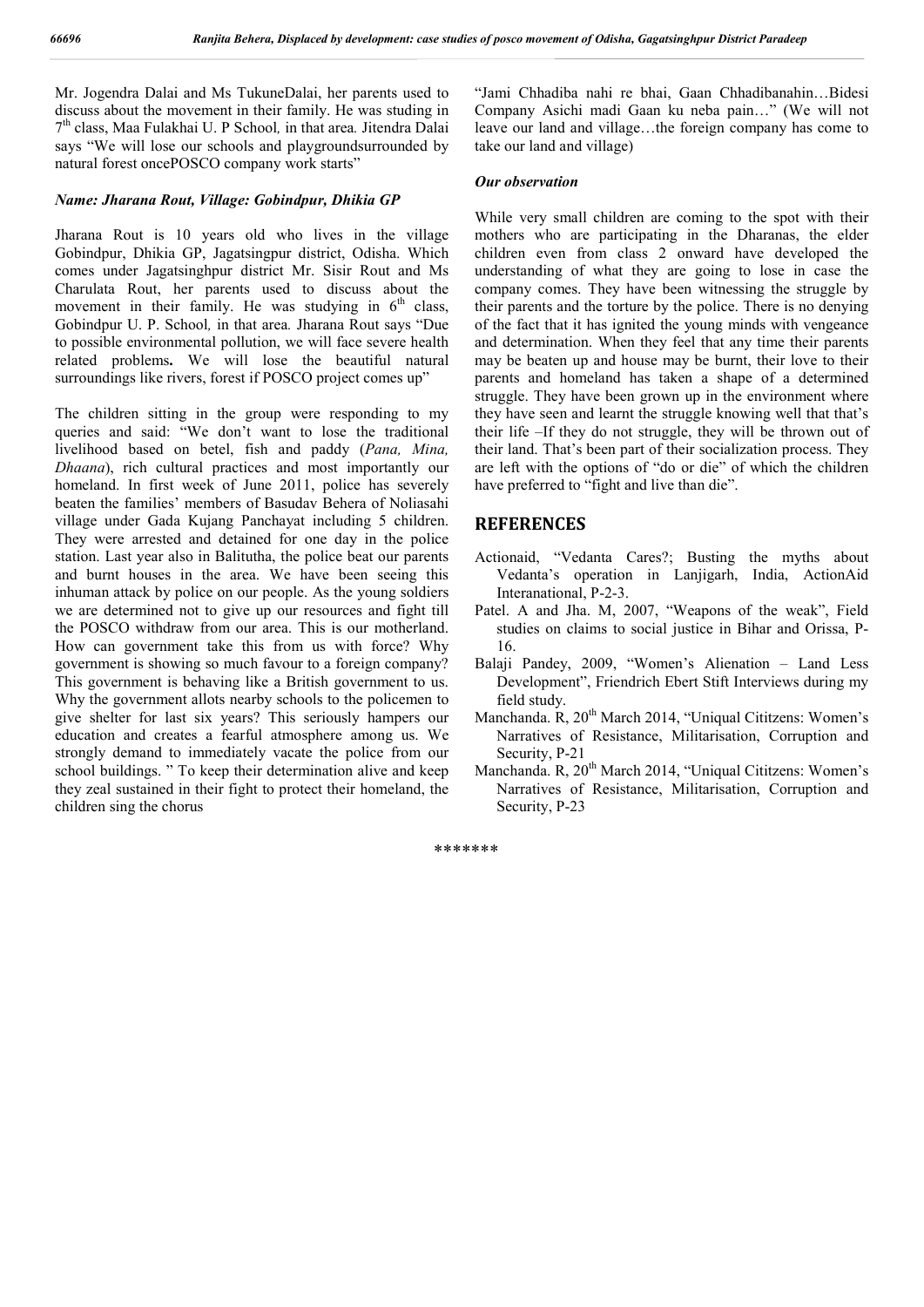Mr. Jogendra Dalai and Ms TukuneDalai, her parents used to discuss about the movement in their family. He was studing in 7th class, Maa Fulakhai U. P School, in that area. Jitendra Dalai says "We will lose our schools and playgroundsurrounded by natural forest oncePOSCO company work starts"

### *Name: Jharana Rout, Village: Gobindpur, Dhikia GP*

Jharana Rout is 10 years old who lives in the village Gobindpur, Dhikia GP, Jagatsingpur district, Odisha. Which comes under Jagatsinghpur district Mr. Sisir Rout and Ms Charulata Rout, her parents used to discuss about the movement in their family. He was studying in 6th class, Gobindpur U. P. School, in that area. Jharana Rout says "Due to possible environmental pollution, we will face severe health related problems**.** We will lose the beautiful natural surroundings like rivers, forest if POSCO project comes up"

The children sitting in the group were responding to my queries and said: "We don't want to lose the traditional livelihood based on betel, fish and paddy (*Pana, Mina, Dhaana*), rich cultural practices and most importantly our homeland. In first week of June 2011, police has severely beaten the families' members of Basudav Behera of Noliasahi village under Gada Kujang Panchayat including 5 children. They were arrested and detained for one day in the police station. Last year also in Balitutha, the police beat our parents and burnt houses in the area. We have been seeing this inhuman attack by police on our people. As the young soldiers we are determined not to give up our resources and fight till the POSCO withdraw from our area. This is our motherland. How can government take this from us with force? Why government is showing so much favour to a foreign company? This government is behaving like a British government to us. Why the government allots nearby schools to the policemen to give shelter for last six years? This seriously hampers our education and creates a fearful atmosphere among us. We strongly demand to immediately vacate the police from our school buildings. " To keep their determination alive and keep they zeal sustained in their fight to protect their homeland, the children sing the chorus

"Jami Chhadiba nahi re bhai, Gaan Chhadibanahin…Bidesi Company Asichi madi Gaan ku neba pain…" (We will not leave our land and village…the foreign company has come to take our land and village)

### *Our observation*

While very small children are coming to the spot with their mothers who are participating in the Dharanas, the elder children even from class 2 onward have developed the understanding of what they are going to lose in case the company comes. They have been witnessing the struggle by their parents and the torture by the police. There is no denying of the fact that it has ignited the young minds with vengeance and determination. When they feel that any time their parents may be beaten up and house may be burnt, their love to their parents and homeland has taken a shape of a determined struggle. They have been grown up in the environment where they have seen and learnt the struggle knowing well that that's their life –If they do not struggle, they will be thrown out of their land. That's been part of their socialization process. They are left with the options of "do or die" of which the children have preferred to "fight and live than die".

## REFERENCES

Actionaid, "Vedanta Cares?; Busting the myths about Vedanta's operation in Lanjigarh, India, ActionAid Interanational, P-2-3.

Patel. A and Jha. M, 2007, "Weapons of the weak", Field studies on claims to social justice in Bihar and Orissa, P-16.

Balaji Pandey, 2009, "Women's Alienation – Land Less Development", Friendrich Ebert Stift Interviews during my field study.

Manchanda. R, 20th March 2014, "Uniqual Cititzens: Women's Narratives of Resistance, Militarisation, Corruption and Security, P-21

Manchanda. R, 20th March 2014, "Uniqual Cititzens: Women's Narratives of Resistance, Militarisation, Corruption and Security, P-23

*******